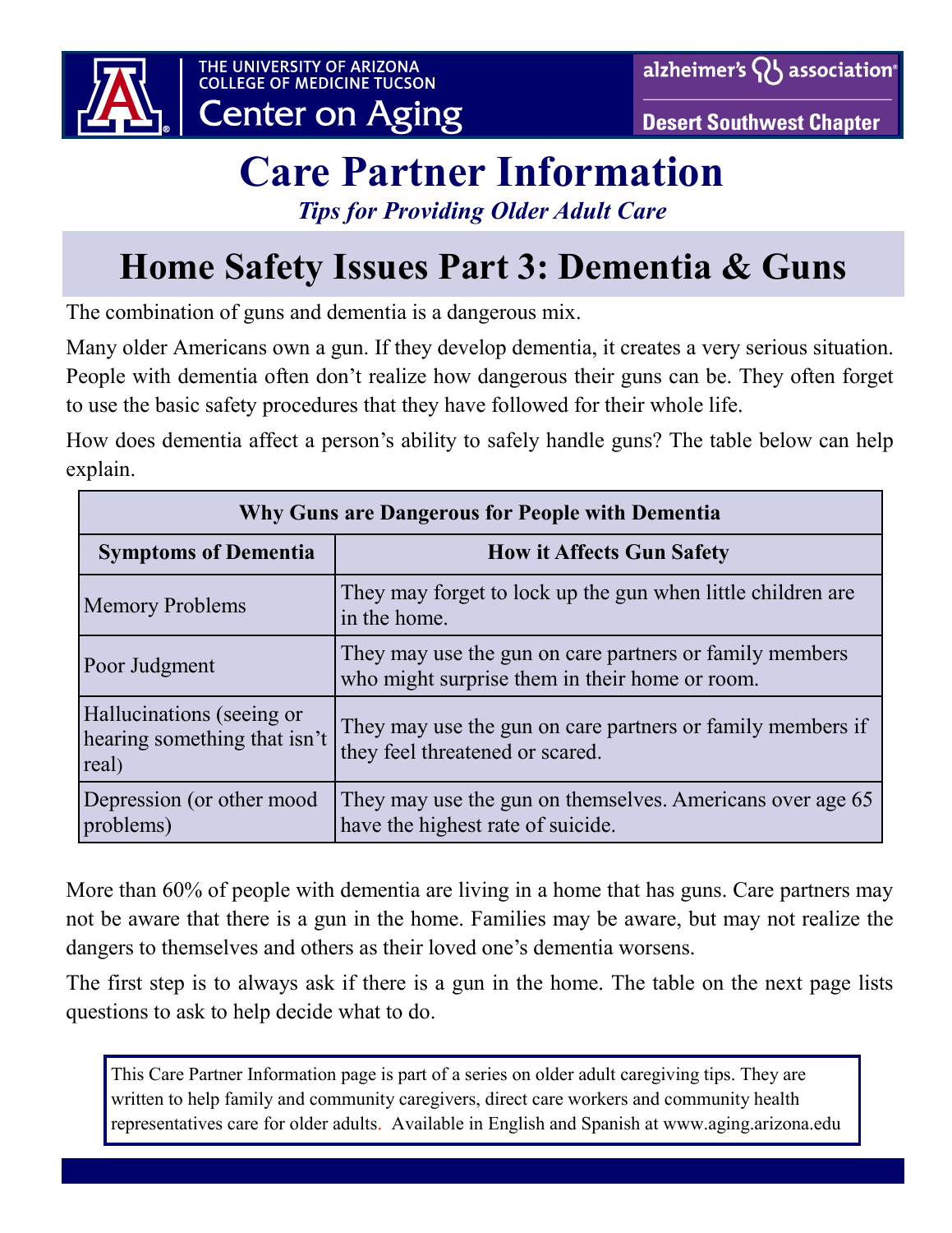THE UNIVERSITY OF ARIZONA
COLLEGE OF MEDICINE TUCSON
Center on Aging

alzheimer's association
Desert Southwest Chapter

# Care Partner Information

*Tips for Providing Older Adult Care*

## Home Safety Issues Part 3: Dementia & Guns

The combination of guns and dementia is a dangerous mix.

Many older Americans own a gun. If they develop dementia, it creates a very serious situation. People with dementia often don't realize how dangerous their guns can be. They often forget to use the basic safety procedures that they have followed for their whole life.

How does dementia affect a person's ability to safely handle guns? The table below can help explain.

**Why Guns are Dangerous for People with Dementia**

| Symptoms of Dementia | How it Affects Gun Safety |
|---|---|
| Memory Problems | They may forget to lock up the gun when little children are in the home. |
| Poor Judgment | They may use the gun on care partners or family members who might surprise them in their home or room. |
| Hallucinations (seeing or hearing something that isn't real) | They may use the gun on care partners or family members if they feel threatened or scared. |
| Depression (or other mood problems) | They may use the gun on themselves. Americans over age 65 have the highest rate of suicide. |

More than 60% of people with dementia are living in a home that has guns. Care partners may not be aware that there is a gun in the home. Families may be aware, but may not realize the dangers to themselves and others as their loved one's dementia worsens.

The first step is to always ask if there is a gun in the home. The table on the next page lists questions to ask to help decide what to do.

This Care Partner Information page is part of a series on older adult caregiving tips. They are written to help family and community caregivers, direct care workers and community health representatives care for older adults. Available in English and Spanish at www.aging.arizona.edu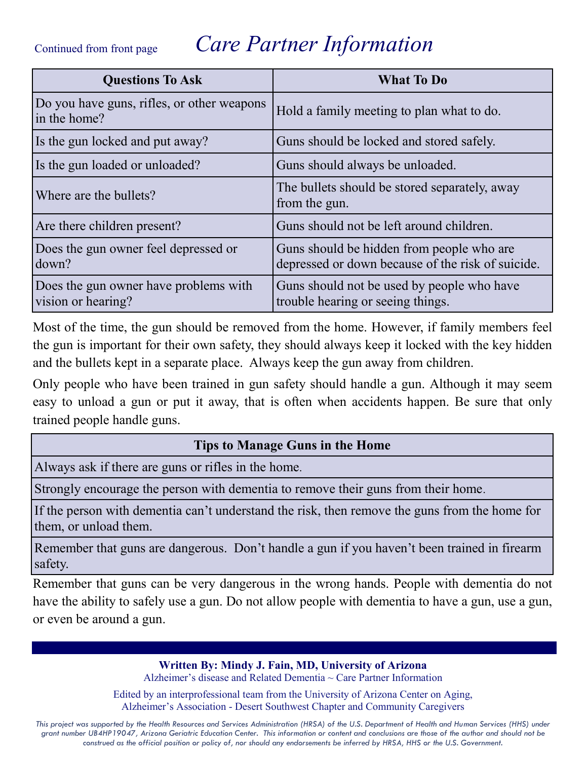Continued from front page

# *Care Partner Information*

| Questions To Ask | What To Do |
|---|---|
| Do you have guns, rifles, or other weapons in the home? | Hold a family meeting to plan what to do. |
| Is the gun locked and put away? | Guns should be locked and stored safely. |
| Is the gun loaded or unloaded? | Guns should always be unloaded. |
| Where are the bullets? | The bullets should be stored separately, away from the gun. |
| Are there children present? | Guns should not be left around children. |
| Does the gun owner feel depressed or down? | Guns should be hidden from people who are depressed or down because of the risk of suicide. |
| Does the gun owner have problems with vision or hearing? | Guns should not be used by people who have trouble hearing or seeing things. |

Most of the time, the gun should be removed from the home. However, if family members feel the gun is important for their own safety, they should always keep it locked with the key hidden and the bullets kept in a separate place. Always keep the gun away from children.

Only people who have been trained in gun safety should handle a gun. Although it may seem easy to unload a gun or put it away, that is often when accidents happen. Be sure that only trained people handle guns.

| Tips to Manage Guns in the Home |
|---|
| Always ask if there are guns or rifles in the home. |
| Strongly encourage the person with dementia to remove their guns from their home. |
| If the person with dementia can't understand the risk, then remove the guns from the home for them, or unload them. |
| Remember that guns are dangerous. Don't handle a gun if you haven't been trained in firearm safety. |

Remember that guns can be very dangerous in the wrong hands. People with dementia do not have the ability to safely use a gun. Do not allow people with dementia to have a gun, use a gun, or even be around a gun.

**Written By: Mindy J. Fain, MD, University of Arizona**

Alzheimer's disease and Related Dementia ~ Care Partner Information

Edited by an interprofessional team from the University of Arizona Center on Aging, Alzheimer's Association - Desert Southwest Chapter and Community Caregivers

*This project was supported by the Health Resources and Services Administration (HRSA) of the U.S. Department of Health and Human Services (HHS) under grant number UB4HP19047, Arizona Geriatric Education Center. This information or content and conclusions are those of the author and should not be construed as the official position or policy of, nor should any endorsements be inferred by HRSA, HHS or the U.S. Government.*